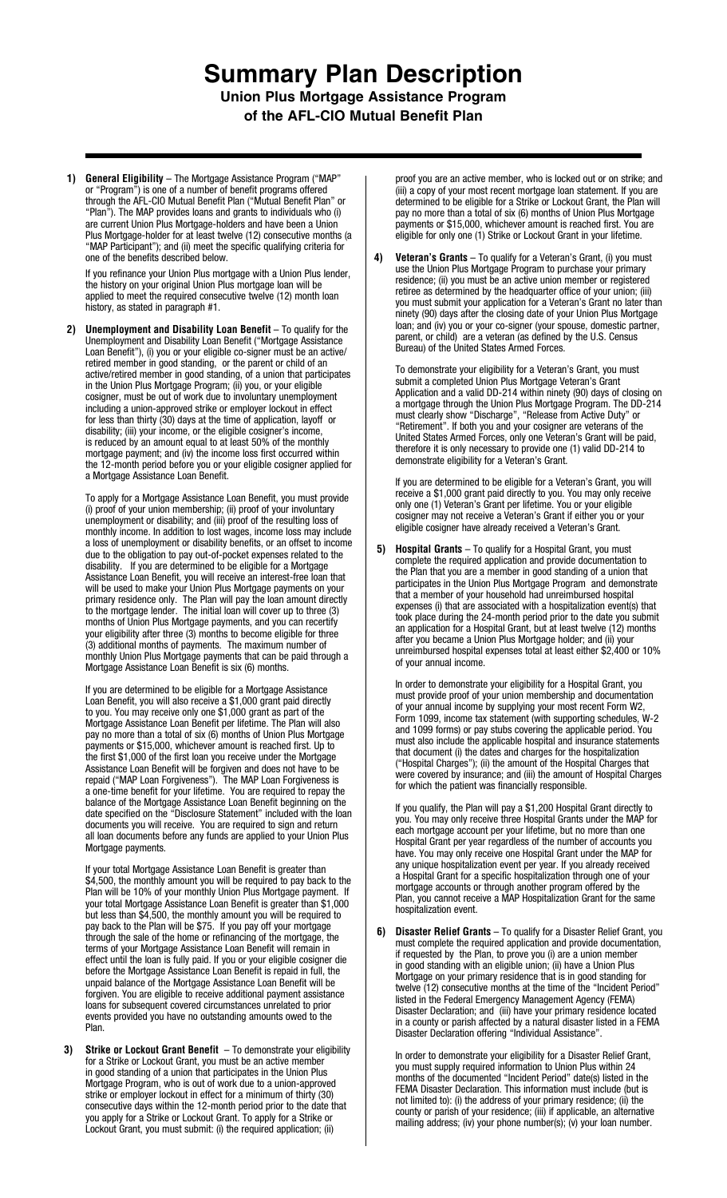# Summary Plan Description

## Union Plus Mortgage Assistance Program of the AFL-CIO Mutual Benefit Plan

**1) General Eligibility** – The Mortgage Assistance Program ("MAP" or "Program") is one of a number of benefit programs offered through the AFL-CIO Mutual Benefit Plan ("Mutual Benefit Plan" or "Plan"). The MAP provides loans and grants to individuals who (i) are current Union Plus Mortgage-holders and have been a Union Plus Mortgage-holder for at least twelve (12) consecutive months (a "MAP Participant"); and (ii) meet the specific qualifying criteria for one of the benefits described below.

If you refinance your Union Plus mortgage with a Union Plus lender, the history on your original Union Plus mortgage loan will be applied to meet the required consecutive twelve (12) month loan history, as stated in paragraph #1.

**2) Unemployment and Disability Loan Benefit** – To qualify for the Unemployment and Disability Loan Benefit ("Mortgage Assistance Loan Benefit"), (i) you or your eligible co-signer must be an active/retired member in good standing, or the parent or child of an active/retired member in good standing, of a union that participates in the Union Plus Mortgage Program; (ii) you, or your eligible cosigner, must be out of work due to involuntary unemployment including a union-approved strike or employer lockout in effect for less than thirty (30) days at the time of application, layoff or disability; (iii) your income, or the eligible cosigner's income, is reduced by an amount equal to at least 50% of the monthly mortgage payment; and (iv) the income loss first occurred within the 12-month period before you or your eligible cosigner applied for a Mortgage Assistance Loan Benefit.

To apply for a Mortgage Assistance Loan Benefit, you must provide (i) proof of your union membership; (ii) proof of your involuntary unemployment or disability; and (iii) proof of the resulting loss of monthly income. In addition to lost wages, income loss may include a loss of unemployment or disability benefits, or an offset to income due to the obligation to pay out-of-pocket expenses related to the disability. If you are determined to be eligible for a Mortgage Assistance Loan Benefit, you will receive an interest-free loan that will be used to make your Union Plus Mortgage payments on your primary residence only. The Plan will pay the loan amount directly to the mortgage lender. The initial loan will cover up to three (3) months of Union Plus Mortgage payments, and you can recertify your eligibility after three (3) months to become eligible for three (3) additional months of payments. The maximum number of monthly Union Plus Mortgage payments that can be paid through a Mortgage Assistance Loan Benefit is six (6) months.

If you are determined to be eligible for a Mortgage Assistance Loan Benefit, you will also receive a $1,000 grant paid directly to you. You may receive only one $1,000 grant as part of the Mortgage Assistance Loan Benefit per lifetime. The Plan will also pay no more than a total of six (6) months of Union Plus Mortgage payments or $15,000, whichever amount is reached first. Up to the first $1,000 of the first loan you receive under the Mortgage Assistance Loan Benefit will be forgiven and does not have to be repaid ("MAP Loan Forgiveness"). The MAP Loan Forgiveness is a one-time benefit for your lifetime. You are required to repay the balance of the Mortgage Assistance Loan Benefit beginning on the date specified on the "Disclosure Statement" included with the loan documents you will receive. You are required to sign and return all loan documents before any funds are applied to your Union Plus Mortgage payments.

If your total Mortgage Assistance Loan Benefit is greater than $4,500, the monthly amount you will be required to pay back to the Plan will be 10% of your monthly Union Plus Mortgage payment. If your total Mortgage Assistance Loan Benefit is greater than $1,000 but less than $4,500, the monthly amount you will be required to pay back to the Plan will be $75. If you pay off your mortgage through the sale of the home or refinancing of the mortgage, the terms of your Mortgage Assistance Loan Benefit will remain in effect until the loan is fully paid. If you or your eligible cosigner die before the Mortgage Assistance Loan Benefit is repaid in full, the unpaid balance of the Mortgage Assistance Loan Benefit will be forgiven. You are eligible to receive additional payment assistance loans for subsequent covered circumstances unrelated to prior events provided you have no outstanding amounts owed to the Plan.

**3) Strike or Lockout Grant Benefit** – To demonstrate your eligibility for a Strike or Lockout Grant, you must be an active member in good standing of a union that participates in the Union Plus Mortgage Program, who is out of work due to a union-approved strike or employer lockout in effect for a minimum of thirty (30) consecutive days within the 12-month period prior to the date that you apply for a Strike or Lockout Grant. To apply for a Strike or Lockout Grant, you must submit: (i) the required application; (ii) proof you are an active member, who is locked out or on strike; and (iii) a copy of your most recent mortgage loan statement. If you are determined to be eligible for a Strike or Lockout Grant, the Plan will pay no more than a total of six (6) months of Union Plus Mortgage payments or $15,000, whichever amount is reached first. You are eligible for only one (1) Strike or Lockout Grant in your lifetime.

**4) Veteran's Grants** – To qualify for a Veteran's Grant, (i) you must use the Union Plus Mortgage Program to purchase your primary residence; (ii) you must be an active union member or registered retiree as determined by the headquarter office of your union; (iii) you must submit your application for a Veteran's Grant no later than ninety (90) days after the closing date of your Union Plus Mortgage loan; and (iv) you or your co-signer (your spouse, domestic partner, parent, or child) are a veteran (as defined by the U.S. Census Bureau) of the United States Armed Forces.

To demonstrate your eligibility for a Veteran's Grant, you must submit a completed Union Plus Mortgage Veteran's Grant Application and a valid DD-214 within ninety (90) days of closing on a mortgage through the Union Plus Mortgage Program. The DD-214 must clearly show "Discharge", "Release from Active Duty" or "Retirement". If both you and your cosigner are veterans of the United States Armed Forces, only one Veteran's Grant will be paid, therefore it is only necessary to provide one (1) valid DD-214 to demonstrate eligibility for a Veteran's Grant.

If you are determined to be eligible for a Veteran's Grant, you will receive a $1,000 grant paid directly to you. You may only receive only one (1) Veteran's Grant per lifetime. You or your eligible cosigner may not receive a Veteran's Grant if either you or your eligible cosigner have already received a Veteran's Grant.

**5) Hospital Grants** – To qualify for a Hospital Grant, you must complete the required application and provide documentation to the Plan that you are a member in good standing of a union that participates in the Union Plus Mortgage Program and demonstrate that a member of your household had unreimbursed hospital expenses (i) that are associated with a hospitalization event(s) that took place during the 24-month period prior to the date you submit an application for a Hospital Grant, but at least twelve (12) months after you became a Union Plus Mortgage holder; and (ii) your unreimbursed hospital expenses total at least either $2,400 or 10% of your annual income.

In order to demonstrate your eligibility for a Hospital Grant, you must provide proof of your union membership and documentation of your annual income by supplying your most recent Form W2, Form 1099, income tax statement (with supporting schedules, W-2 and 1099 forms) or pay stubs covering the applicable period. You must also include the applicable hospital and insurance statements that document (i) the dates and charges for the hospitalization ("Hospital Charges"); (ii) the amount of the Hospital Charges that were covered by insurance; and (iii) the amount of Hospital Charges for which the patient was financially responsible.

If you qualify, the Plan will pay a $1,200 Hospital Grant directly to you. You may only receive three Hospital Grants under the MAP for each mortgage account per your lifetime, but no more than one Hospital Grant per year regardless of the number of accounts you have. You may only receive one Hospital Grant under the MAP for any unique hospitalization event per year. If you already received a Hospital Grant for a specific hospitalization through one of your mortgage accounts or through another program offered by the Plan, you cannot receive a MAP Hospitalization Grant for the same hospitalization event.

**6) Disaster Relief Grants** – To qualify for a Disaster Relief Grant, you must complete the required application and provide documentation, if requested by the Plan, to prove you (i) are a union member in good standing with an eligible union; (ii) have a Union Plus Mortgage on your primary residence that is in good standing for twelve (12) consecutive months at the time of the "Incident Period" listed in the Federal Emergency Management Agency (FEMA) Disaster Declaration; and (iii) have your primary residence located in a county or parish affected by a natural disaster listed in a FEMA Disaster Declaration offering "Individual Assistance".

In order to demonstrate your eligibility for a Disaster Relief Grant, you must supply required information to Union Plus within 24 months of the documented "Incident Period" date(s) listed in the FEMA Disaster Declaration. This information must include (but is not limited to): (i) the address of your primary residence; (ii) the county or parish of your residence; (iii) if applicable, an alternative mailing address; (iv) your phone number(s); (v) your loan number.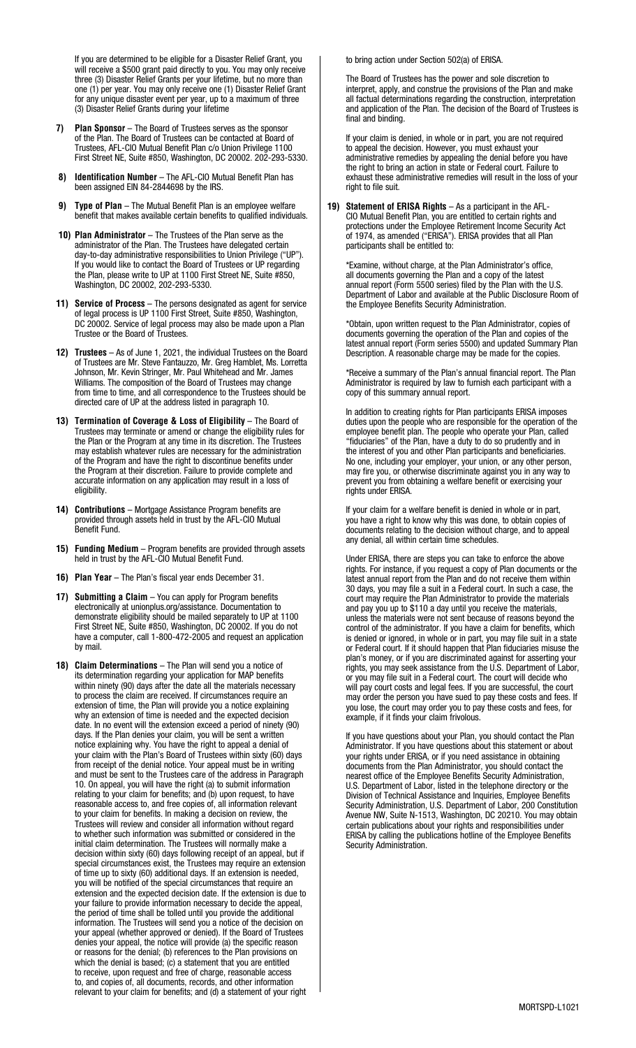If you are determined to be eligible for a Disaster Relief Grant, you will receive a $500 grant paid directly to you. You may only receive three (3) Disaster Relief Grants per your lifetime, but no more than one (1) per year. You may only receive one (1) Disaster Relief Grant for any unique disaster event per year, up to a maximum of three (3) Disaster Relief Grants during your lifetime

7) **Plan Sponsor** – The Board of Trustees serves as the sponsor of the Plan. The Board of Trustees can be contacted at Board of Trustees, AFL-CIO Mutual Benefit Plan c/o Union Privilege 1100 First Street NE, Suite #850, Washington, DC 20002. 202-293-5330.

8) **Identification Number** – The AFL-CIO Mutual Benefit Plan has been assigned EIN 84-2844698 by the IRS.

9) **Type of Plan** – The Mutual Benefit Plan is an employee welfare benefit that makes available certain benefits to qualified individuals.

10) **Plan Administrator** – The Trustees of the Plan serve as the administrator of the Plan. The Trustees have delegated certain day-to-day administrative responsibilities to Union Privilege ("UP"). If you would like to contact the Board of Trustees or UP regarding the Plan, please write to UP at 1100 First Street NE, Suite #850, Washington, DC 20002, 202-293-5330.

11) **Service of Process** – The persons designated as agent for service of legal process is UP 1100 First Street, Suite #850, Washington, DC 20002. Service of legal process may also be made upon a Plan Trustee or the Board of Trustees.

12) **Trustees** – As of June 1, 2021, the individual Trustees on the Board of Trustees are Mr. Steve Fantauzzo, Mr. Greg Hamblet, Ms. Lorretta Johnson, Mr. Kevin Stringer, Mr. Paul Whitehead and Mr. James Williams. The composition of the Board of Trustees may change from time to time, and all correspondence to the Trustees should be directed care of UP at the address listed in paragraph 10.

13) **Termination of Coverage & Loss of Eligibility** – The Board of Trustees may terminate or amend or change the eligibility rules for the Plan or the Program at any time in its discretion. The Trustees may establish whatever rules are necessary for the administration of the Program and have the right to discontinue benefits under the Program at their discretion. Failure to provide complete and accurate information on any application may result in a loss of eligibility.

14) **Contributions** – Mortgage Assistance Program benefits are provided through assets held in trust by the AFL-CIO Mutual Benefit Fund.

15) **Funding Medium** – Program benefits are provided through assets held in trust by the AFL-CIO Mutual Benefit Fund.

16) **Plan Year** – The Plan's fiscal year ends December 31.

17) **Submitting a Claim** – You can apply for Program benefits electronically at unionplus.org/assistance. Documentation to demonstrate eligibility should be mailed separately to UP at 1100 First Street NE, Suite #850, Washington, DC 20002. If you do not have a computer, call 1-800-472-2005 and request an application by mail.

18) **Claim Determinations** – The Plan will send you a notice of its determination regarding your application for MAP benefits within ninety (90) days after the date all the materials necessary to process the claim are received. If circumstances require an extension of time, the Plan will provide you a notice explaining why an extension of time is needed and the expected decision date. In no event will the extension exceed a period of ninety (90) days. If the Plan denies your claim, you will be sent a written notice explaining why. You have the right to appeal a denial of your claim with the Plan's Board of Trustees within sixty (60) days from receipt of the denial notice. Your appeal must be in writing and must be sent to the Trustees care of the address in Paragraph 10. On appeal, you will have the right (a) to submit information relating to your claim for benefits; and (b) upon request, to have reasonable access to, and free copies of, all information relevant to your claim for benefits. In making a decision on review, the Trustees will review and consider all information without regard to whether such information was submitted or considered in the initial claim determination. The Trustees will normally make a decision within sixty (60) days following receipt of an appeal, but if special circumstances exist, the Trustees may require an extension of time up to sixty (60) additional days. If an extension is needed, you will be notified of the special circumstances that require an extension and the expected decision date. If the extension is due to your failure to provide information necessary to decide the appeal, the period of time shall be tolled until you provide the additional information. The Trustees will send you a notice of the decision on your appeal (whether approved or denied). If the Board of Trustees denies your appeal, the notice will provide (a) the specific reason or reasons for the denial; (b) references to the Plan provisions on which the denial is based; (c) a statement that you are entitled to receive, upon request and free of charge, reasonable access to, and copies of, all documents, records, and other information relevant to your claim for benefits; and (d) a statement of your right to bring action under Section 502(a) of ERISA.

The Board of Trustees has the power and sole discretion to interpret, apply, and construe the provisions of the Plan and make all factual determinations regarding the construction, interpretation and application of the Plan. The decision of the Board of Trustees is final and binding.

If your claim is denied, in whole or in part, you are not required to appeal the decision. However, you must exhaust your administrative remedies by appealing the denial before you have the right to bring an action in state or Federal court. Failure to exhaust these administrative remedies will result in the loss of your right to file suit.

19) **Statement of ERISA Rights** – As a participant in the AFL-CIO Mutual Benefit Plan, you are entitled to certain rights and protections under the Employee Retirement Income Security Act of 1974, as amended ("ERISA"). ERISA provides that all Plan participants shall be entitled to:

*Examine, without charge, at the Plan Administrator's office, all documents governing the Plan and a copy of the latest annual report (Form 5500 series) filed by the Plan with the U.S. Department of Labor and available at the Public Disclosure Room of the Employee Benefits Security Administration.

*Obtain, upon written request to the Plan Administrator, copies of documents governing the operation of the Plan and copies of the latest annual report (Form series 5500) and updated Summary Plan Description. A reasonable charge may be made for the copies.

*Receive a summary of the Plan's annual financial report. The Plan Administrator is required by law to furnish each participant with a copy of this summary annual report.

In addition to creating rights for Plan participants ERISA imposes duties upon the people who are responsible for the operation of the employee benefit plan. The people who operate your Plan, called "fiduciaries" of the Plan, have a duty to do so prudently and in the interest of you and other Plan participants and beneficiaries. No one, including your employer, your union, or any other person, may fire you, or otherwise discriminate against you in any way to prevent you from obtaining a welfare benefit or exercising your rights under ERISA.

If your claim for a welfare benefit is denied in whole or in part, you have a right to know why this was done, to obtain copies of documents relating to the decision without charge, and to appeal any denial, all within certain time schedules.

Under ERISA, there are steps you can take to enforce the above rights. For instance, if you request a copy of Plan documents or the latest annual report from the Plan and do not receive them within 30 days, you may file a suit in a Federal court. In such a case, the court may require the Plan Administrator to provide the materials and pay you up to $110 a day until you receive the materials, unless the materials were not sent because of reasons beyond the control of the administrator. If you have a claim for benefits, which is denied or ignored, in whole or in part, you may file suit in a state or Federal court. If it should happen that Plan fiduciaries misuse the plan's money, or if you are discriminated against for asserting your rights, you may seek assistance from the U.S. Department of Labor, or you may file suit in a Federal court. The court will decide who will pay court costs and legal fees. If you are successful, the court may order the person you have sued to pay these costs and fees. If you lose, the court may order you to pay these costs and fees, for example, if it finds your claim frivolous.

If you have questions about your Plan, you should contact the Plan Administrator. If you have questions about this statement or about your rights under ERISA, or if you need assistance in obtaining documents from the Plan Administrator, you should contact the nearest office of the Employee Benefits Security Administration, U.S. Department of Labor, listed in the telephone directory or the Division of Technical Assistance and Inquiries, Employee Benefits Security Administration, U.S. Department of Labor, 200 Constitution Avenue NW, Suite N-1513, Washington, DC 20210. You may obtain certain publications about your rights and responsibilities under ERISA by calling the publications hotline of the Employee Benefits Security Administration.

MORTSPD-L1021